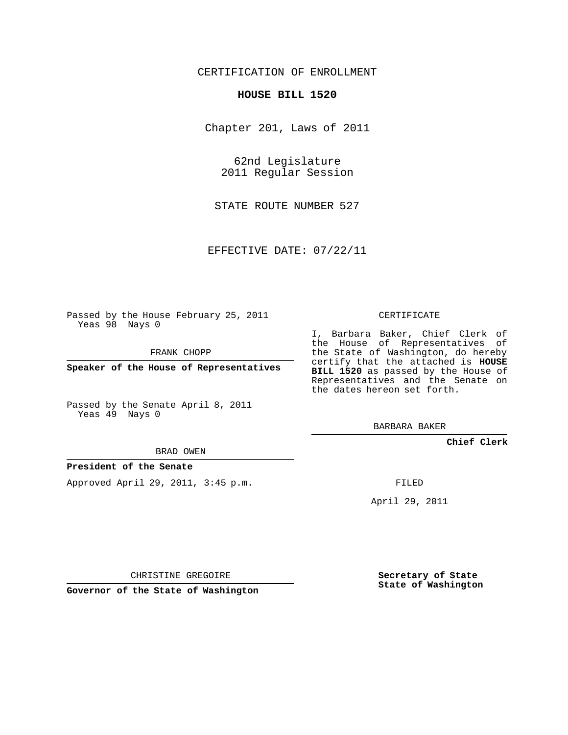CERTIFICATION OF ENROLLMENT

**HOUSE BILL 1520**

Chapter 201, Laws of 2011

62nd Legislature
2011 Regular Session

STATE ROUTE NUMBER 527

EFFECTIVE DATE: 07/22/11

Passed by the House February 25, 2011
Yeas 98 Nays 0

FRANK CHOPP

**Speaker of the House of Representatives**

Passed by the Senate April 8, 2011
Yeas 49 Nays 0

BRAD OWEN

**President of the Senate**

Approved April 29, 2011, 3:45 p.m.

CHRISTINE GREGOIRE

**Governor of the State of Washington**

CERTIFICATE

I, Barbara Baker, Chief Clerk of the House of Representatives of the State of Washington, do hereby certify that the attached is **HOUSE BILL 1520** as passed by the House of Representatives and the Senate on the dates hereon set forth.

BARBARA BAKER

**Chief Clerk**

FILED

April 29, 2011

**Secretary of State**
**State of Washington**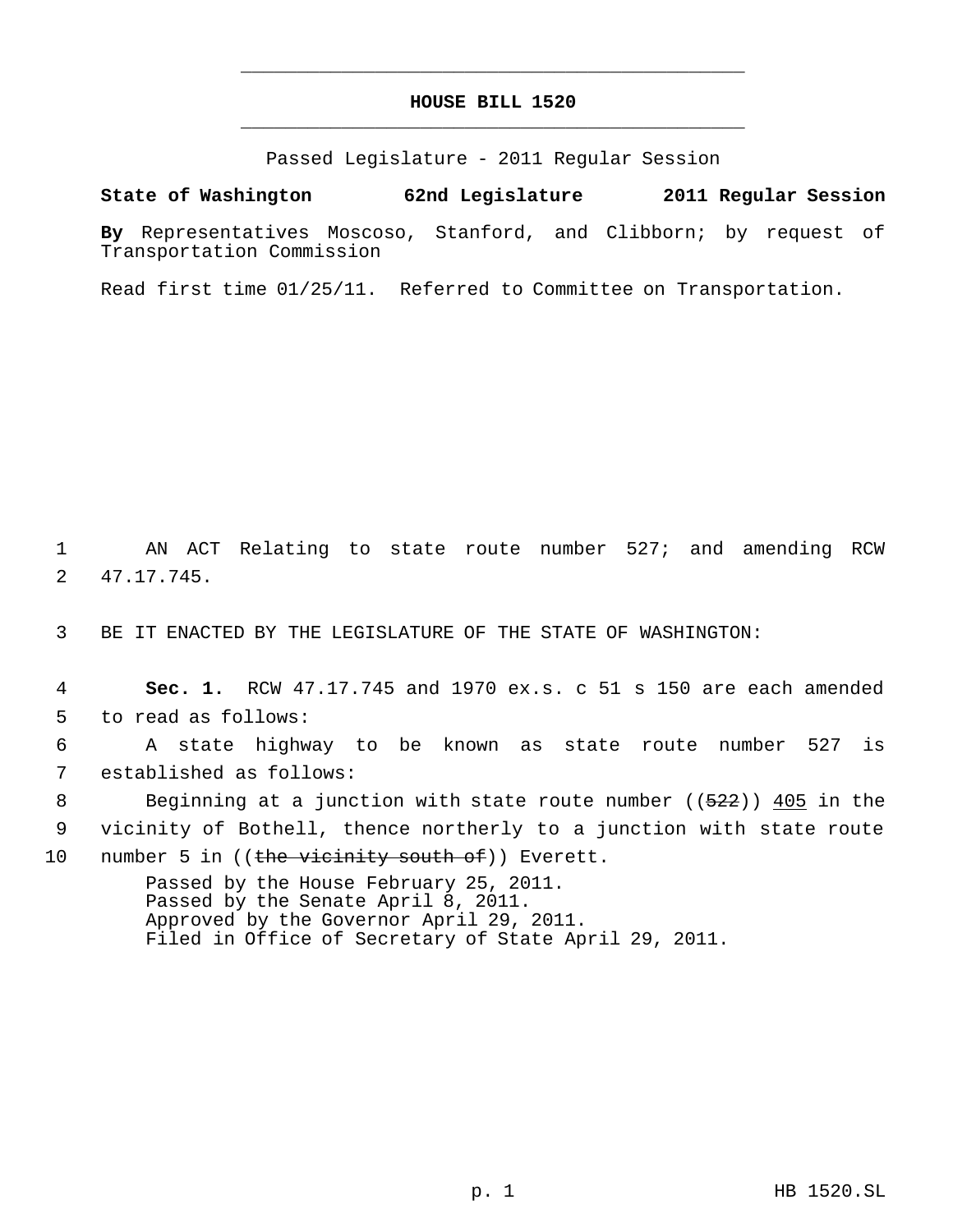# HOUSE BILL 1520

Passed Legislature - 2011 Regular Session

**State of Washington 62nd Legislature 2011 Regular Session**

**By** Representatives Moscoso, Stanford, and Clibborn; by request of Transportation Commission

Read first time 01/25/11. Referred to Committee on Transportation.

AN ACT Relating to state route number 527; and amending RCW 47.17.745.

BE IT ENACTED BY THE LEGISLATURE OF THE STATE OF WASHINGTON:

**Sec. 1.** RCW 47.17.745 and 1970 ex.s. c 51 s 150 are each amended to read as follows:

A state highway to be known as state route number 527 is established as follows:

Beginning at a junction with state route number ((~~522~~)) <u>405</u> in the vicinity of Bothell, thence northerly to a junction with state route number 5 in ((~~the vicinity south of~~)) Everett.

Passed by the House February 25, 2011.
Passed by the Senate April 8, 2011.
Approved by the Governor April 29, 2011.
Filed in Office of Secretary of State April 29, 2011.